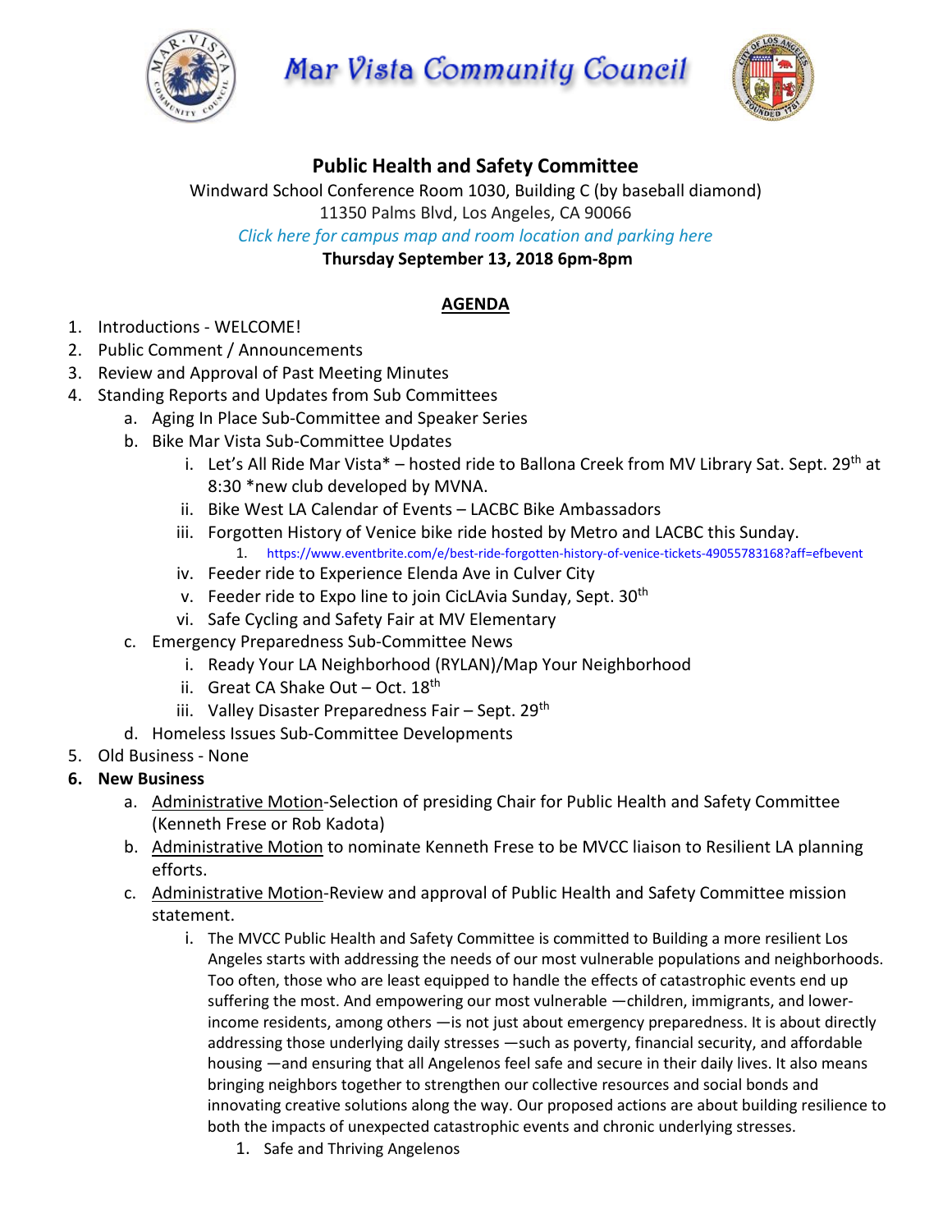# Mar Vista Community Council

## Public Health and Safety Committee

Windward School Conference Room 1030, Building C (by baseball diamond)
11350 Palms Blvd, Los Angeles, CA 90066
*Click here for campus map and room location and parking here*
**Thursday September 13, 2018 6pm-8pm**

**AGENDA**

1. Introductions - WELCOME!
2. Public Comment / Announcements
3. Review and Approval of Past Meeting Minutes
4. Standing Reports and Updates from Sub Committees
    a. Aging In Place Sub-Committee and Speaker Series
    b. Bike Mar Vista Sub-Committee Updates
        i. Let's All Ride Mar Vista* – hosted ride to Ballona Creek from MV Library Sat. Sept. 29th at 8:30 *new club developed by MVNA.
        ii. Bike West LA Calendar of Events – LACBC Bike Ambassadors
        iii. Forgotten History of Venice bike ride hosted by Metro and LACBC this Sunday.
            1. https://www.eventbrite.com/e/best-ride-forgotten-history-of-venice-tickets-49055783168?aff=efbevent
        iv. Feeder ride to Experience Elenda Ave in Culver City
        v. Feeder ride to Expo line to join CicLAvia Sunday, Sept. 30th
        vi. Safe Cycling and Safety Fair at MV Elementary
    c. Emergency Preparedness Sub-Committee News
        i. Ready Your LA Neighborhood (RYLAN)/Map Your Neighborhood
        ii. Great CA Shake Out – Oct. 18th
        iii. Valley Disaster Preparedness Fair – Sept. 29th
    d. Homeless Issues Sub-Committee Developments
5. Old Business - None
6. **New Business**
    a. Administrative Motion-Selection of presiding Chair for Public Health and Safety Committee (Kenneth Frese or Rob Kadota)
    b. Administrative Motion to nominate Kenneth Frese to be MVCC liaison to Resilient LA planning efforts.
    c. Administrative Motion-Review and approval of Public Health and Safety Committee mission statement.
        i. The MVCC Public Health and Safety Committee is committed to Building a more resilient Los Angeles starts with addressing the needs of our most vulnerable populations and neighborhoods. Too often, those who are least equipped to handle the effects of catastrophic events end up suffering the most. And empowering our most vulnerable —children, immigrants, and lower-income residents, among others —is not just about emergency preparedness. It is about directly addressing those underlying daily stresses —such as poverty, financial security, and affordable housing —and ensuring that all Angelenos feel safe and secure in their daily lives. It also means bringing neighbors together to strengthen our collective resources and social bonds and innovating creative solutions along the way. Our proposed actions are about building resilience to both the impacts of unexpected catastrophic events and chronic underlying stresses.
            1. Safe and Thriving Angelenos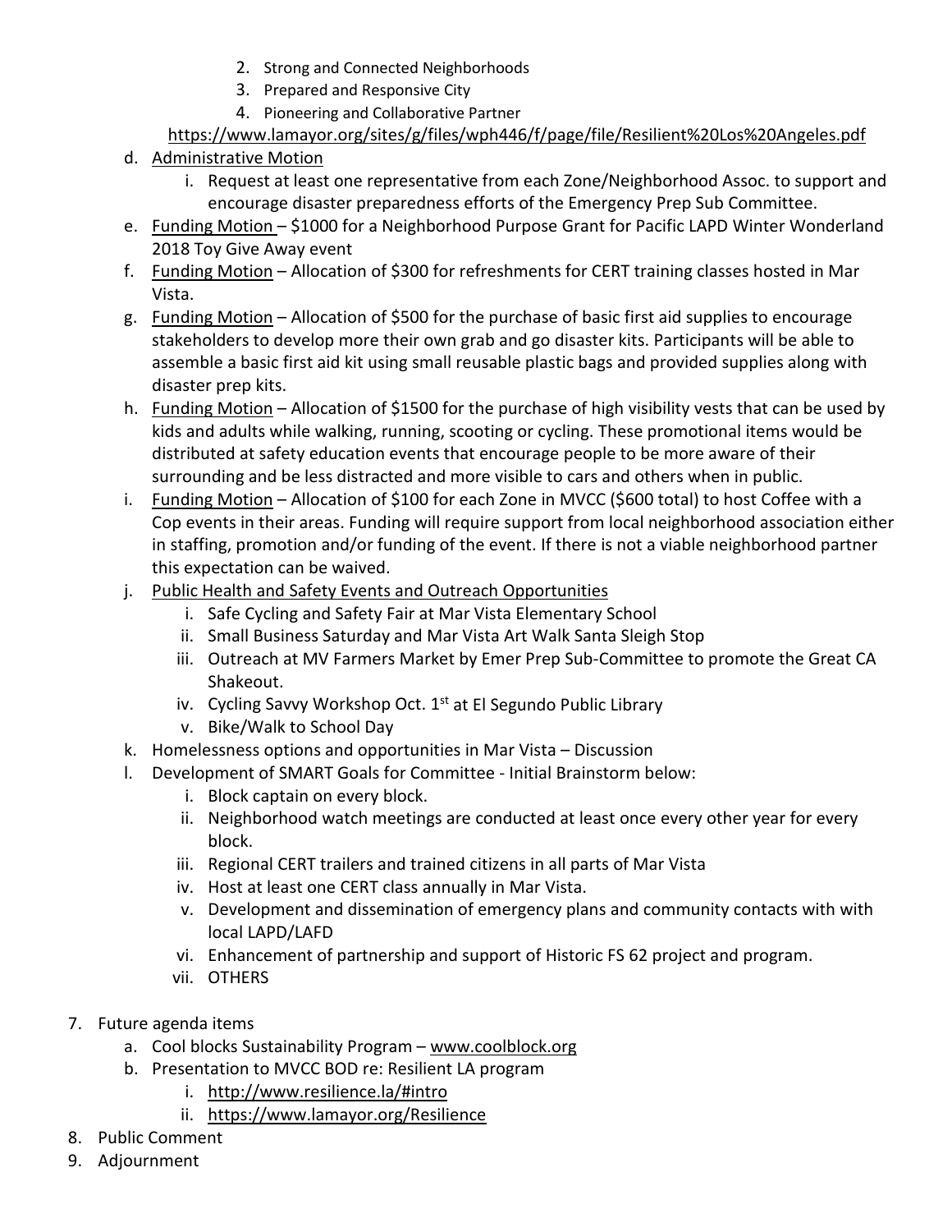2. Strong and Connected Neighborhoods
3. Prepared and Responsive City
4. Pioneering and Collaborative Partner

https://www.lamayor.org/sites/g/files/wph446/f/page/file/Resilient%20Los%20Angeles.pdf

d. Administrative Motion
   i. Request at least one representative from each Zone/Neighborhood Assoc. to support and encourage disaster preparedness efforts of the Emergency Prep Sub Committee.
e. Funding Motion – $1000 for a Neighborhood Purpose Grant for Pacific LAPD Winter Wonderland 2018 Toy Give Away event
f. Funding Motion – Allocation of $300 for refreshments for CERT training classes hosted in Mar Vista.
g. Funding Motion – Allocation of $500 for the purchase of basic first aid supplies to encourage stakeholders to develop more their own grab and go disaster kits. Participants will be able to assemble a basic first aid kit using small reusable plastic bags and provided supplies along with disaster prep kits.
h. Funding Motion – Allocation of $1500 for the purchase of high visibility vests that can be used by kids and adults while walking, running, scooting or cycling. These promotional items would be distributed at safety education events that encourage people to be more aware of their surrounding and be less distracted and more visible to cars and others when in public.
i. Funding Motion – Allocation of $100 for each Zone in MVCC ($600 total) to host Coffee with a Cop events in their areas. Funding will require support from local neighborhood association either in staffing, promotion and/or funding of the event. If there is not a viable neighborhood partner this expectation can be waived.
j. Public Health and Safety Events and Outreach Opportunities
   i. Safe Cycling and Safety Fair at Mar Vista Elementary School
   ii. Small Business Saturday and Mar Vista Art Walk Santa Sleigh Stop
   iii. Outreach at MV Farmers Market by Emer Prep Sub-Committee to promote the Great CA Shakeout.
   iv. Cycling Savvy Workshop Oct. 1st at El Segundo Public Library
   v. Bike/Walk to School Day
k. Homelessness options and opportunities in Mar Vista – Discussion
l. Development of SMART Goals for Committee - Initial Brainstorm below:
   i. Block captain on every block.
   ii. Neighborhood watch meetings are conducted at least once every other year for every block.
   iii. Regional CERT trailers and trained citizens in all parts of Mar Vista
   iv. Host at least one CERT class annually in Mar Vista.
   v. Development and dissemination of emergency plans and community contacts with with local LAPD/LAFD
   vi. Enhancement of partnership and support of Historic FS 62 project and program.
   vii. OTHERS

7. Future agenda items
   a. Cool blocks Sustainability Program – www.coolblock.org
   b. Presentation to MVCC BOD re: Resilient LA program
      i. http://www.resilience.la/#intro
      ii. https://www.lamayor.org/Resilience
8. Public Comment
9. Adjournment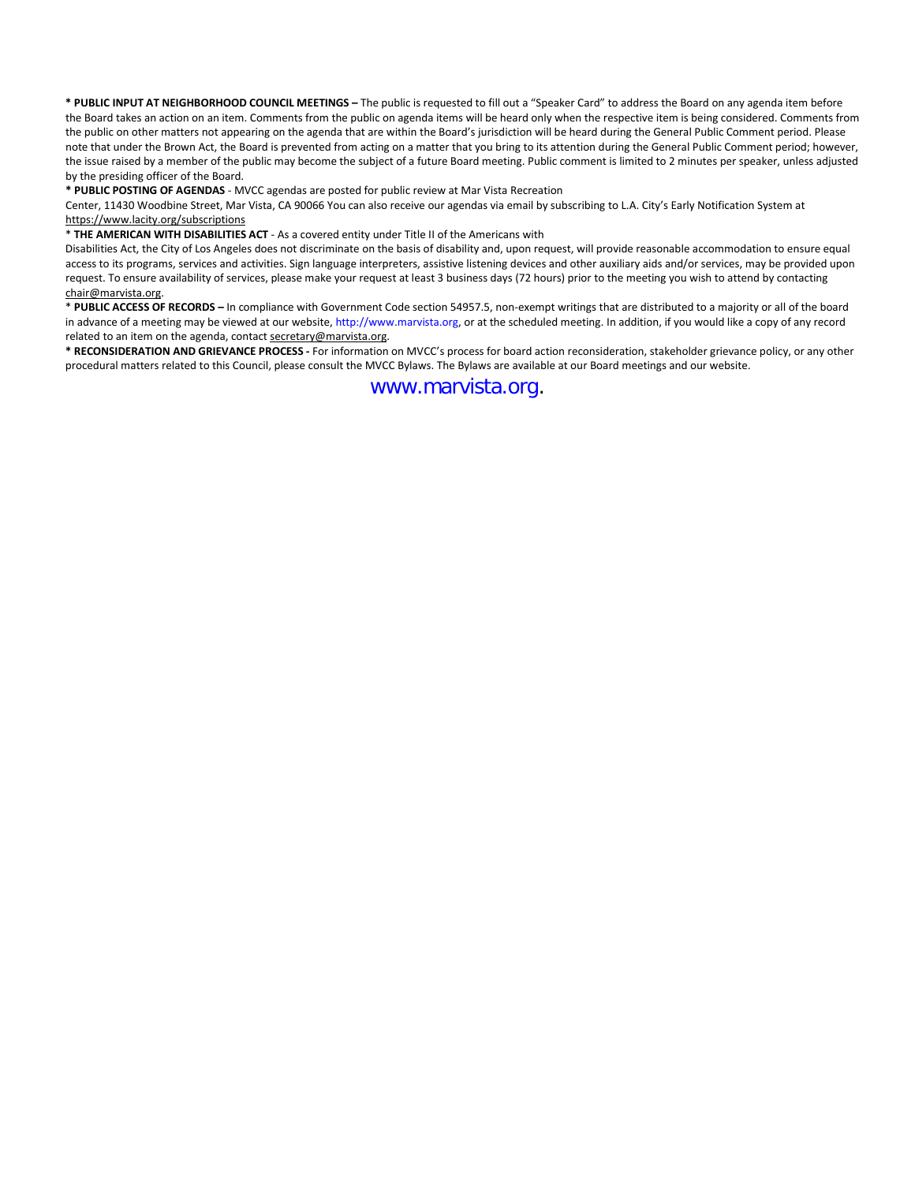**\* PUBLIC INPUT AT NEIGHBORHOOD COUNCIL MEETINGS –** The public is requested to fill out a "Speaker Card" to address the Board on any agenda item before the Board takes an action on an item. Comments from the public on agenda items will be heard only when the respective item is being considered. Comments from the public on other matters not appearing on the agenda that are within the Board's jurisdiction will be heard during the General Public Comment period. Please note that under the Brown Act, the Board is prevented from acting on a matter that you bring to its attention during the General Public Comment period; however, the issue raised by a member of the public may become the subject of a future Board meeting. Public comment is limited to 2 minutes per speaker, unless adjusted by the presiding officer of the Board.

**\* PUBLIC POSTING OF AGENDAS** - MVCC agendas are posted for public review at Mar Vista Recreation Center, 11430 Woodbine Street, Mar Vista, CA 90066 You can also receive our agendas via email by subscribing to L.A. City's Early Notification System at https://www.lacity.org/subscriptions

\* **THE AMERICAN WITH DISABILITIES ACT** - As a covered entity under Title II of the Americans with Disabilities Act, the City of Los Angeles does not discriminate on the basis of disability and, upon request, will provide reasonable accommodation to ensure equal access to its programs, services and activities. Sign language interpreters, assistive listening devices and other auxiliary aids and/or services, may be provided upon request. To ensure availability of services, please make your request at least 3 business days (72 hours) prior to the meeting you wish to attend by contacting chair@marvista.org.

\* **PUBLIC ACCESS OF RECORDS –** In compliance with Government Code section 54957.5, non-exempt writings that are distributed to a majority or all of the board in advance of a meeting may be viewed at our website, http://www.marvista.org, or at the scheduled meeting. In addition, if you would like a copy of any record related to an item on the agenda, contact secretary@marvista.org.

**\* RECONSIDERATION AND GRIEVANCE PROCESS -** For information on MVCC's process for board action reconsideration, stakeholder grievance policy, or any other procedural matters related to this Council, please consult the MVCC Bylaws. The Bylaws are available at our Board meetings and our website.

www.marvista.org.